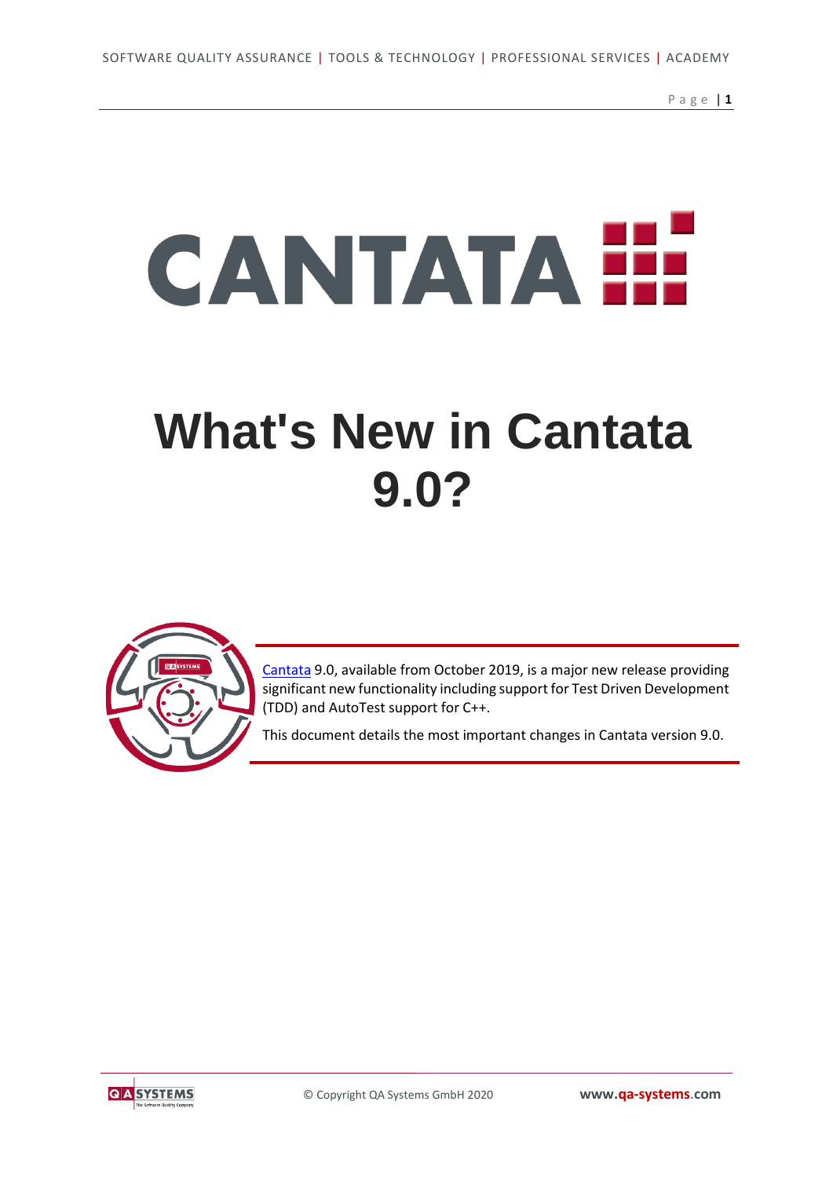# What's New in Cantata 9.0?

Cantata 9.0, available from October 2019, is a major new release providing significant new functionality including support for Test Driven Development (TDD) and AutoTest support for C++.

This document details the most important changes in Cantata version 9.0.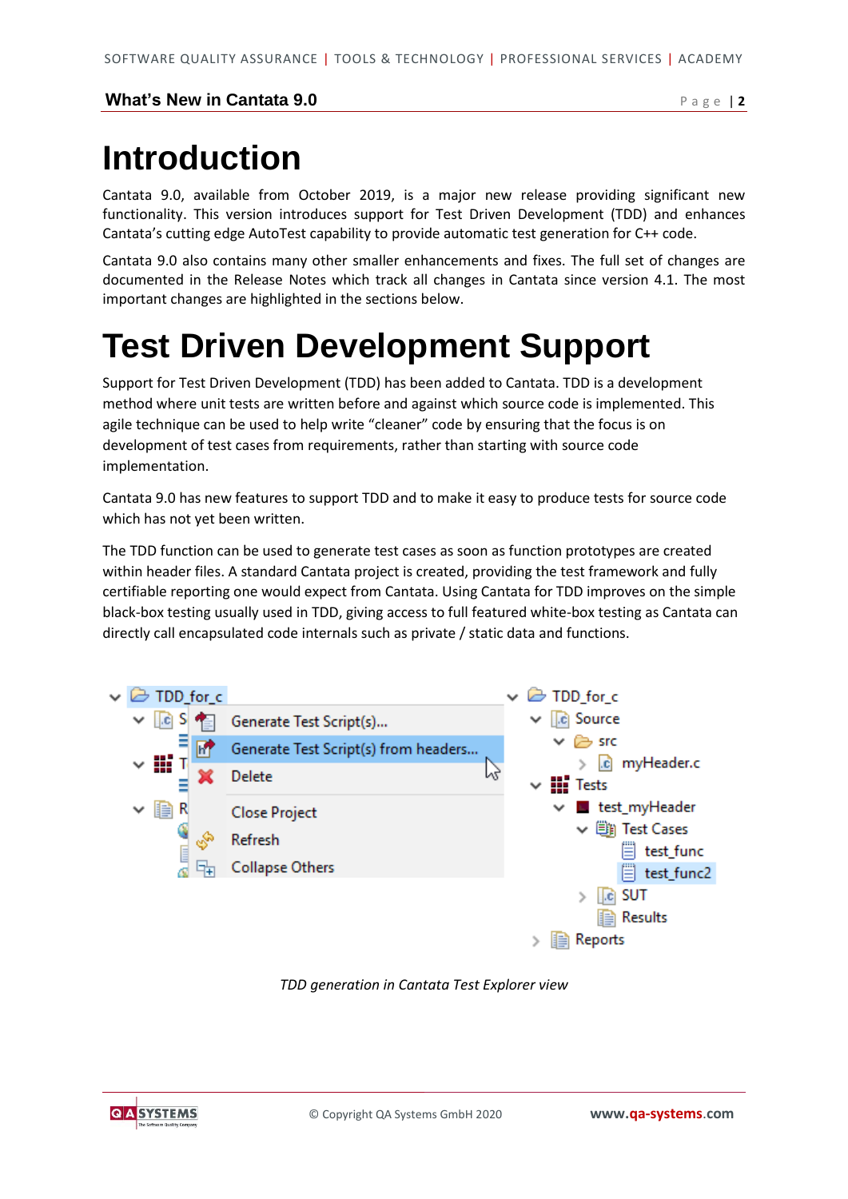# Introduction

Cantata 9.0, available from October 2019, is a major new release providing significant new functionality. This version introduces support for Test Driven Development (TDD) and enhances Cantata's cutting edge AutoTest capability to provide automatic test generation for C++ code.

Cantata 9.0 also contains many other smaller enhancements and fixes. The full set of changes are documented in the Release Notes which track all changes in Cantata since version 4.1. The most important changes are highlighted in the sections below.

# Test Driven Development Support

Support for Test Driven Development (TDD) has been added to Cantata. TDD is a development method where unit tests are written before and against which source code is implemented. This agile technique can be used to help write "cleaner" code by ensuring that the focus is on development of test cases from requirements, rather than starting with source code implementation.

Cantata 9.0 has new features to support TDD and to make it easy to produce tests for source code which has not yet been written.

The TDD function can be used to generate test cases as soon as function prototypes are created within header files. A standard Cantata project is created, providing the test framework and fully certifiable reporting one would expect from Cantata. Using Cantata for TDD improves on the simple black-box testing usually used in TDD, giving access to full featured white-box testing as Cantata can directly call encapsulated code internals such as private / static data and functions.

*TDD generation in Cantata Test Explorer view*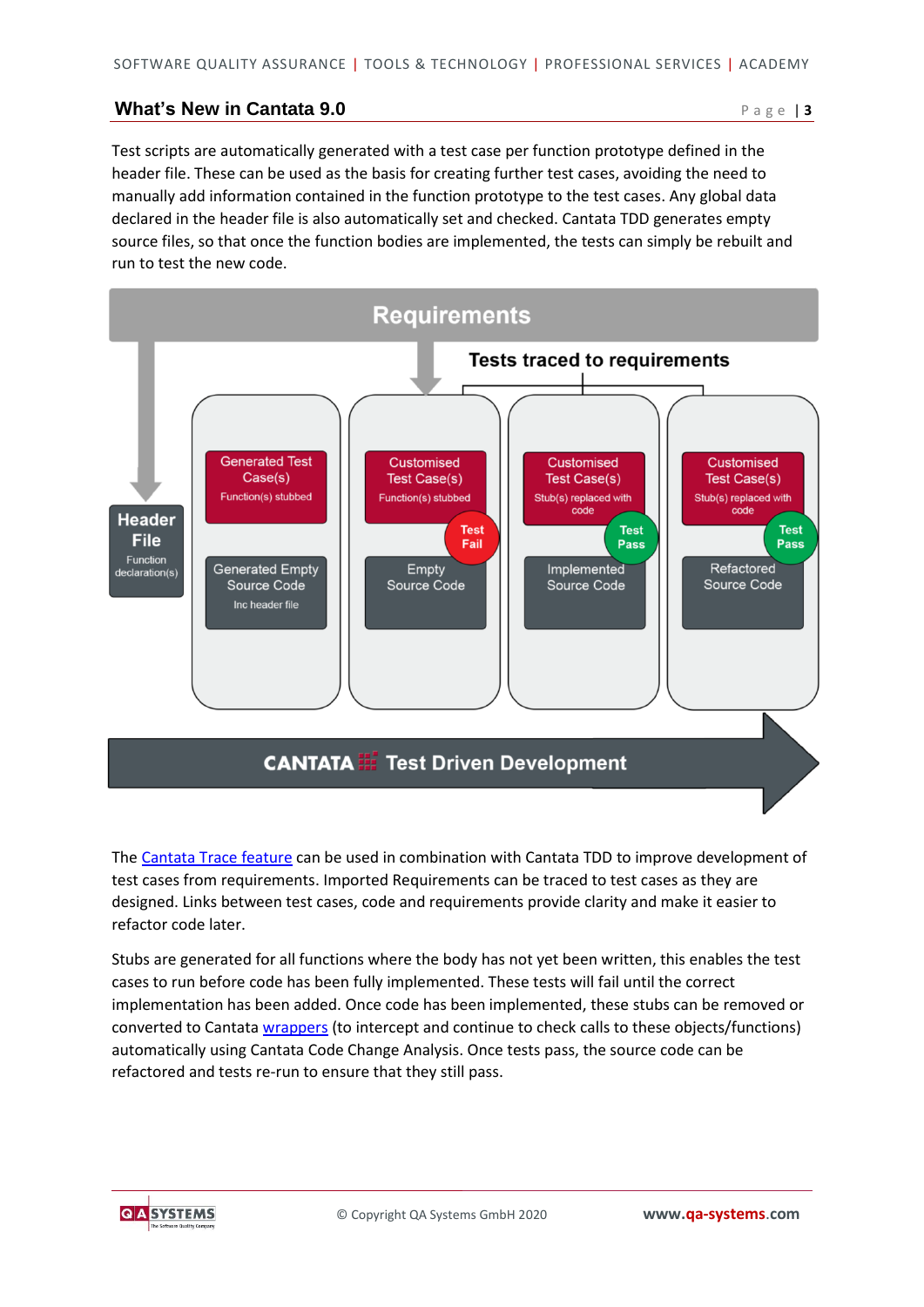Test scripts are automatically generated with a test case per function prototype defined in the header file. These can be used as the basis for creating further test cases, avoiding the need to manually add information contained in the function prototype to the test cases. Any global data declared in the header file is also automatically set and checked. Cantata TDD generates empty source files, so that once the function bodies are implemented, the tests can simply be rebuilt and run to test the new code.

Requirements

Tests traced to requirements

Header File
Function declaration(s)

Generated Test Case(s)
Function(s) stubbed

Generated Empty Source Code
Inc header file

Customised Test Case(s)
Function(s) stubbed

Test Fail

Empty Source Code

Customised Test Case(s)
Stub(s) replaced with code

Test Pass

Implemented Source Code

Customised Test Case(s)
Stub(s) replaced with code

Test Pass

Refactored Source Code

CANTATA Test Driven Development

The Cantata Trace feature can be used in combination with Cantata TDD to improve development of test cases from requirements. Imported Requirements can be traced to test cases as they are designed. Links between test cases, code and requirements provide clarity and make it easier to refactor code later.

Stubs are generated for all functions where the body has not yet been written, this enables the test cases to run before code has been fully implemented. These tests will fail until the correct implementation has been added. Once code has been implemented, these stubs can be removed or converted to Cantata wrappers (to intercept and continue to check calls to these objects/functions) automatically using Cantata Code Change Analysis. Once tests pass, the source code can be refactored and tests re-run to ensure that they still pass.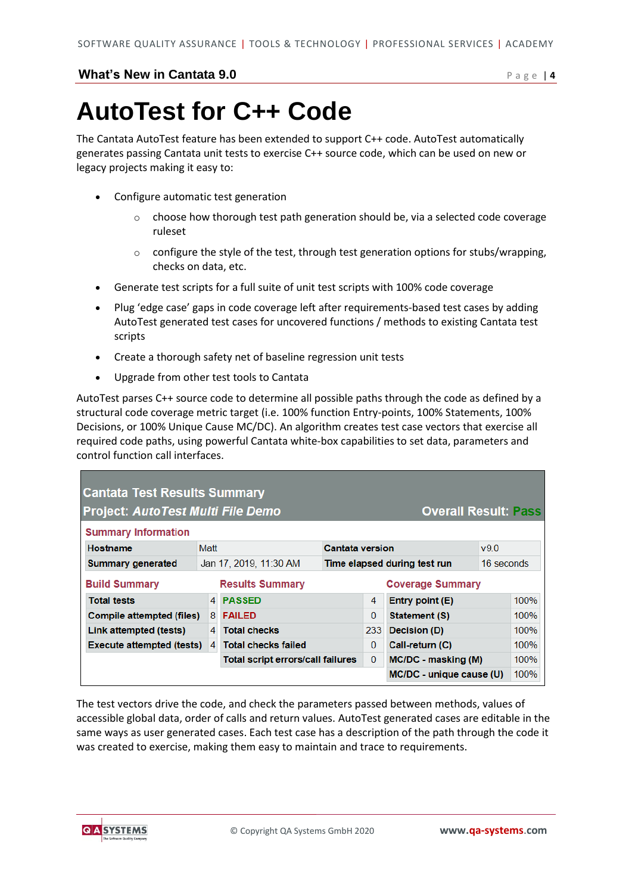# AutoTest for C++ Code

The Cantata AutoTest feature has been extended to support C++ code. AutoTest automatically generates passing Cantata unit tests to exercise C++ source code, which can be used on new or legacy projects making it easy to:

- Configure automatic test generation
  - choose how thorough test path generation should be, via a selected code coverage ruleset
  - configure the style of the test, through test generation options for stubs/wrapping, checks on data, etc.
- Generate test scripts for a full suite of unit test scripts with 100% code coverage
- Plug 'edge case' gaps in code coverage left after requirements-based test cases by adding AutoTest generated test cases for uncovered functions / methods to existing Cantata test scripts
- Create a thorough safety net of baseline regression unit tests
- Upgrade from other test tools to Cantata

AutoTest parses C++ source code to determine all possible paths through the code as defined by a structural code coverage metric target (i.e. 100% function Entry-points, 100% Statements, 100% Decisions, or 100% Unique Cause MC/DC). An algorithm creates test case vectors that exercise all required code paths, using powerful Cantata white-box capabilities to set data, parameters and control function call interfaces.

**Cantata Test Results Summary**

**Project: *AutoTest Multi File Demo*** — **Overall Result: Pass**

**Summary Information**

| Hostname | Matt | Cantata version | v9.0 |
|---|---|---|---|
| Summary generated | Jan 17, 2019, 11:30 AM | Time elapsed during test run | 16 seconds |

**Build Summary**

| Total tests | 4 |
|---|---|
| Compile attempted (files) | 8 |
| Link attempted (tests) | 4 |
| Execute attempted (tests) | 4 |

**Results Summary**

| PASSED | 4 |
|---|---|
| FAILED | 0 |
| Total checks | 233 |
| Total checks failed | 0 |
| Total script errors/call failures | 0 |

**Coverage Summary**

| Entry point (E) | 100% |
|---|---|
| Statement (S) | 100% |
| Decision (D) | 100% |
| Call-return (C) | 100% |
| MC/DC - masking (M) | 100% |
| MC/DC - unique cause (U) | 100% |

The test vectors drive the code, and check the parameters passed between methods, values of accessible global data, order of calls and return values. AutoTest generated cases are editable in the same ways as user generated cases. Each test case has a description of the path through the code it was created to exercise, making them easy to maintain and trace to requirements.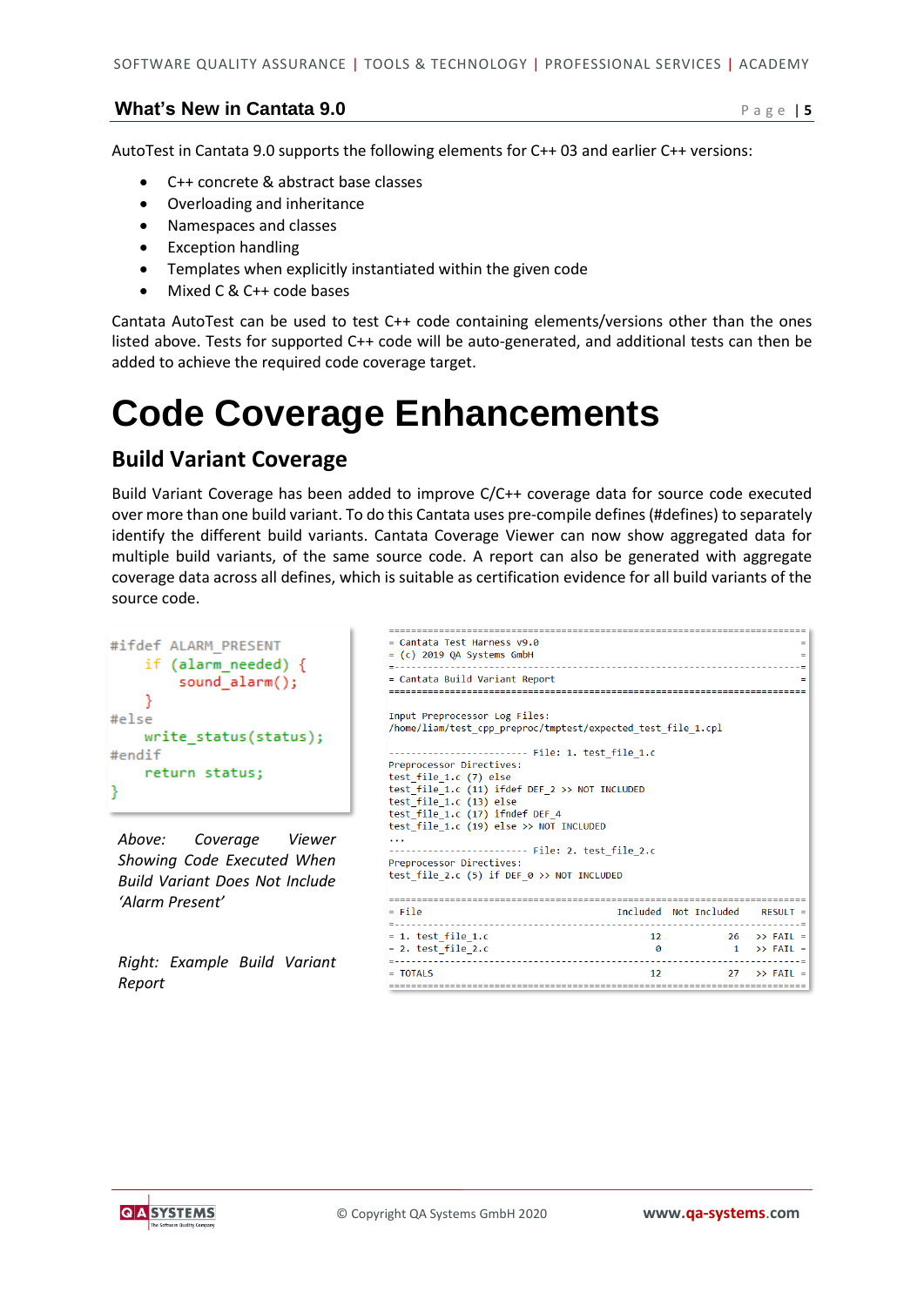AutoTest in Cantata 9.0 supports the following elements for C++ 03 and earlier C++ versions:

- C++ concrete & abstract base classes
- Overloading and inheritance
- Namespaces and classes
- Exception handling
- Templates when explicitly instantiated within the given code
- Mixed C & C++ code bases

Cantata AutoTest can be used to test C++ code containing elements/versions other than the ones listed above. Tests for supported C++ code will be auto-generated, and additional tests can then be added to achieve the required code coverage target.

# Code Coverage Enhancements

## Build Variant Coverage

Build Variant Coverage has been added to improve C/C++ coverage data for source code executed over more than one build variant. To do this Cantata uses pre-compile defines (#defines) to separately identify the different build variants. Cantata Coverage Viewer can now show aggregated data for multiple build variants, of the same source code. A report can also be generated with aggregate coverage data across all defines, which is suitable as certification evidence for all build variants of the source code.

```
#ifdef ALARM_PRESENT
    if (alarm_needed) {
        sound_alarm();
    }
#else
    write_status(status);
#endif
    return status;
}
```

*Above: Coverage Viewer Showing Code Executed When Build Variant Does Not Include 'Alarm Present'*

*Right: Example Build Variant Report*

```
=========================================================================
= Cantata Test Harness v9.0                                             =
= (c) 2019 QA Systems GmbH                                              =
=-----------------------------------------------------------------------=
= Cantata Build Variant Report                                          =
=========================================================================

Input Preprocessor Log Files:
/home/liam/test_cpp_preproc/tmptest/expected_test_file_1.cpl

------------------------- File: 1. test_file_1.c
Preprocessor Directives:
test_file_1.c (7) else
test_file_1.c (11) ifdef DEF_2 >> NOT INCLUDED
test_file_1.c (13) else
test_file_1.c (17) ifndef DEF_4
test_file_1.c (19) else >> NOT INCLUDED
...
------------------------- File: 2. test_file_2.c
Preprocessor Directives:
test_file_2.c (5) if DEF_0 >> NOT INCLUDED

=========================================================================
= File                               Included  Not Included    RESULT =
=-----------------------------------------------------------------------=
= 1. test_file_1.c                         12            26   >> FAIL =
= 2. test_file_2.c                          0             1   >> FAIL =
=-----------------------------------------------------------------------=
= TOTALS                                   12            27   >> FAIL =
=========================================================================
```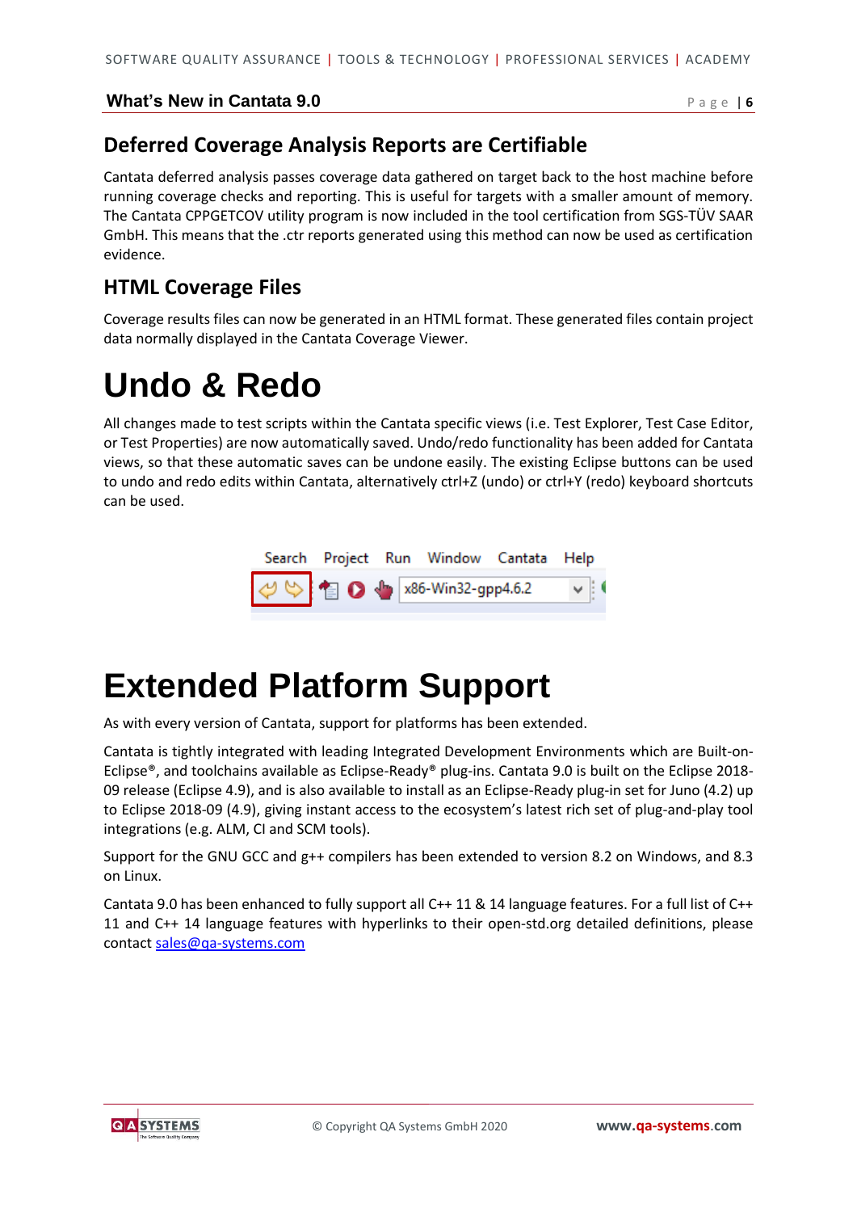## Deferred Coverage Analysis Reports are Certifiable

Cantata deferred analysis passes coverage data gathered on target back to the host machine before running coverage checks and reporting. This is useful for targets with a smaller amount of memory. The Cantata CPPGETCOV utility program is now included in the tool certification from SGS-TÜV SAAR GmbH. This means that the .ctr reports generated using this method can now be used as certification evidence.

## HTML Coverage Files

Coverage results files can now be generated in an HTML format. These generated files contain project data normally displayed in the Cantata Coverage Viewer.

# Undo & Redo

All changes made to test scripts within the Cantata specific views (i.e. Test Explorer, Test Case Editor, or Test Properties) are now automatically saved. Undo/redo functionality has been added for Cantata views, so that these automatic saves can be undone easily. The existing Eclipse buttons can be used to undo and redo edits within Cantata, alternatively ctrl+Z (undo) or ctrl+Y (redo) keyboard shortcuts can be used.

# Extended Platform Support

As with every version of Cantata, support for platforms has been extended.

Cantata is tightly integrated with leading Integrated Development Environments which are Built-on-Eclipse®, and toolchains available as Eclipse-Ready® plug-ins. Cantata 9.0 is built on the Eclipse 2018-09 release (Eclipse 4.9), and is also available to install as an Eclipse-Ready plug-in set for Juno (4.2) up to Eclipse 2018-09 (4.9), giving instant access to the ecosystem's latest rich set of plug-and-play tool integrations (e.g. ALM, CI and SCM tools).

Support for the GNU GCC and g++ compilers has been extended to version 8.2 on Windows, and 8.3 on Linux.

Cantata 9.0 has been enhanced to fully support all C++ 11 & 14 language features. For a full list of C++ 11 and C++ 14 language features with hyperlinks to their open-std.org detailed definitions, please contact sales@qa-systems.com